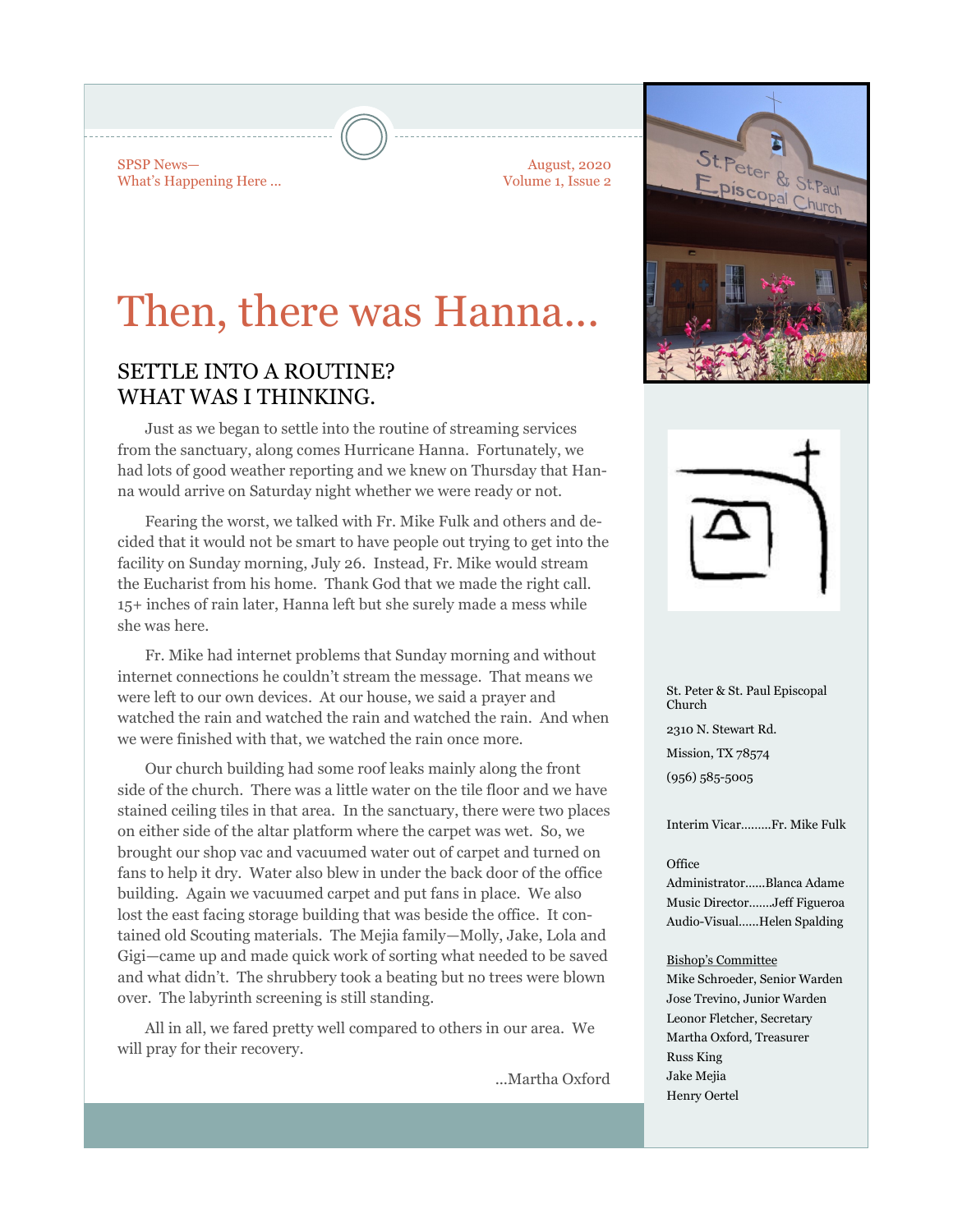SPSP News—
What's Happening Here ...

August, 2020
Volume 1, Issue 2

# Then, there was Hanna...

## SETTLE INTO A ROUTINE? WHAT WAS I THINKING.

Just as we began to settle into the routine of streaming services from the sanctuary, along comes Hurricane Hanna. Fortunately, we had lots of good weather reporting and we knew on Thursday that Hanna would arrive on Saturday night whether we were ready or not.

Fearing the worst, we talked with Fr. Mike Fulk and others and decided that it would not be smart to have people out trying to get into the facility on Sunday morning, July 26. Instead, Fr. Mike would stream the Eucharist from his home. Thank God that we made the right call. 15+ inches of rain later, Hanna left but she surely made a mess while she was here.

Fr. Mike had internet problems that Sunday morning and without internet connections he couldn't stream the message. That means we were left to our own devices. At our house, we said a prayer and watched the rain and watched the rain and watched the rain. And when we were finished with that, we watched the rain once more.

Our church building had some roof leaks mainly along the front side of the church. There was a little water on the tile floor and we have stained ceiling tiles in that area. In the sanctuary, there were two places on either side of the altar platform where the carpet was wet. So, we brought our shop vac and vacuumed water out of carpet and turned on fans to help it dry. Water also blew in under the back door of the office building. Again we vacuumed carpet and put fans in place. We also lost the east facing storage building that was beside the office. It contained old Scouting materials. The Mejia family—Molly, Jake, Lola and Gigi—came up and made quick work of sorting what needed to be saved and what didn't. The shrubbery took a beating but no trees were blown over. The labyrinth screening is still standing.

All in all, we fared pretty well compared to others in our area. We will pray for their recovery.

...Martha Oxford

St. Peter & St. Paul Episcopal Church
2310 N. Stewart Rd.
Mission, TX 78574
(956) 585-5005

Interim Vicar.........Fr. Mike Fulk

Office
Administrator......Blanca Adame
Music Director.......Jeff Figueroa
Audio-Visual......Helen Spalding

Bishop's Committee
Mike Schroeder, Senior Warden
Jose Trevino, Junior Warden
Leonor Fletcher, Secretary
Martha Oxford, Treasurer
Russ King
Jake Mejia
Henry Oertel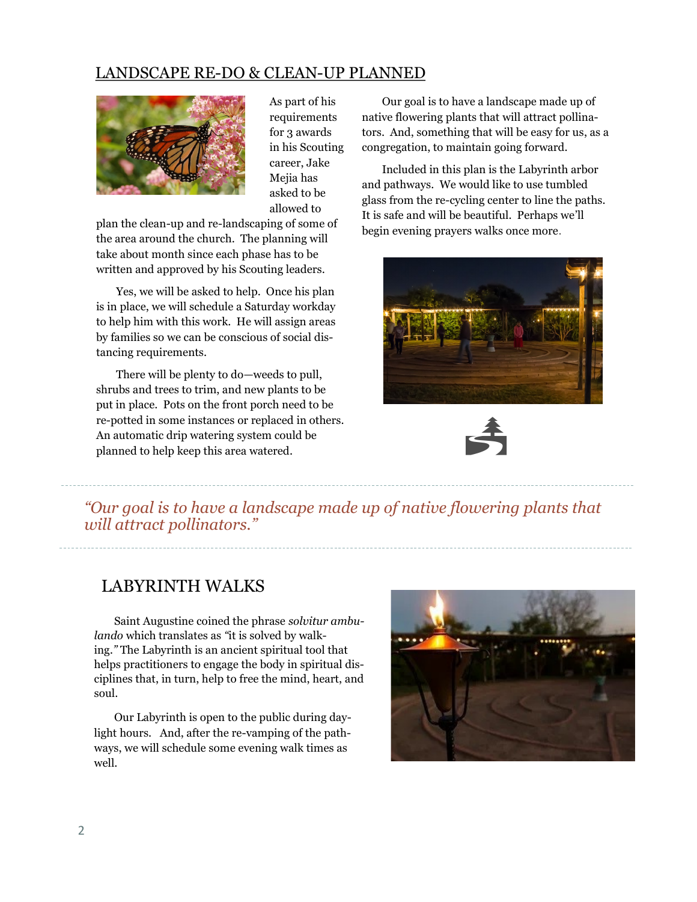## LANDSCAPE RE-DO & CLEAN-UP PLANNED

As part of his requirements for 3 awards in his Scouting career, Jake Mejia has asked to be allowed to plan the clean-up and re-landscaping of some of the area around the church. The planning will take about month since each phase has to be written and approved by his Scouting leaders.

Yes, we will be asked to help. Once his plan is in place, we will schedule a Saturday workday to help him with this work. He will assign areas by families so we can be conscious of social distancing requirements.

There will be plenty to do—weeds to pull, shrubs and trees to trim, and new plants to be put in place. Pots on the front porch need to be re-potted in some instances or replaced in others. An automatic drip watering system could be planned to help keep this area watered.

Our goal is to have a landscape made up of native flowering plants that will attract pollinators. And, something that will be easy for us, as a congregation, to maintain going forward.

Included in this plan is the Labyrinth arbor and pathways. We would like to use tumbled glass from the re-cycling center to line the paths. It is safe and will be beautiful. Perhaps we'll begin evening prayers walks once more.

*"Our goal is to have a landscape made up of native flowering plants that will attract pollinators."*

## LABYRINTH WALKS

Saint Augustine coined the phrase *solvitur ambulando* which translates as "it is solved by walking." The Labyrinth is an ancient spiritual tool that helps practitioners to engage the body in spiritual disciplines that, in turn, help to free the mind, heart, and soul.

Our Labyrinth is open to the public during daylight hours. And, after the re-vamping of the pathways, we will schedule some evening walk times as well.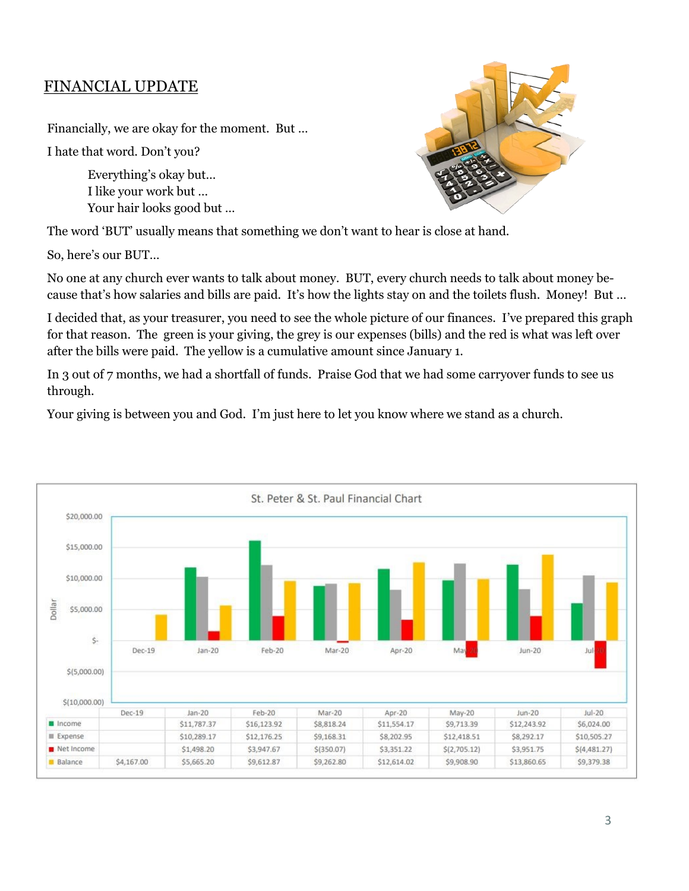## FINANCIAL UPDATE

Financially, we are okay for the moment. But …

I hate that word. Don't you?

> Everything's okay but…
> I like your work but …
> Your hair looks good but …

The word 'BUT' usually means that something we don't want to hear is close at hand.

So, here's our BUT…

No one at any church ever wants to talk about money. BUT, every church needs to talk about money because that's how salaries and bills are paid. It's how the lights stay on and the toilets flush. Money! But …

I decided that, as your treasurer, you need to see the whole picture of our finances. I've prepared this graph for that reason. The green is your giving, the grey is our expenses (bills) and the red is what was left over after the bills were paid. The yellow is a cumulative amount since January 1.

In 3 out of 7 months, we had a shortfall of funds. Praise God that we had some carryover funds to see us through.

Your giving is between you and God. I'm just here to let you know where we stand as a church.

**St. Peter & St. Paul Financial Chart**

| | Dec-19 | Jan-20 | Feb-20 | Mar-20 | Apr-20 | May-20 | Jun-20 | Jul-20 |
|---|---|---|---|---|---|---|---|---|
| Income | | $11,787.37 | $16,123.92 | $8,818.24 | $11,554.17 | $9,713.39 | $12,243.92 | $6,024.00 |
| Expense | | $10,289.17 | $12,176.25 | $9,168.31 | $8,202.95 | $12,418.51 | $8,292.17 | $10,505.27 |
| Net Income | | $1,498.20 | $3,947.67 | $(350.07) | $3,351.22 | $(2,705.12) | $3,951.75 | $(4,481.27) |
| Balance | $4,167.00 | $5,665.20 | $9,612.87 | $9,262.80 | $12,614.02 | $9,908.90 | $13,860.65 | $9,379.38 |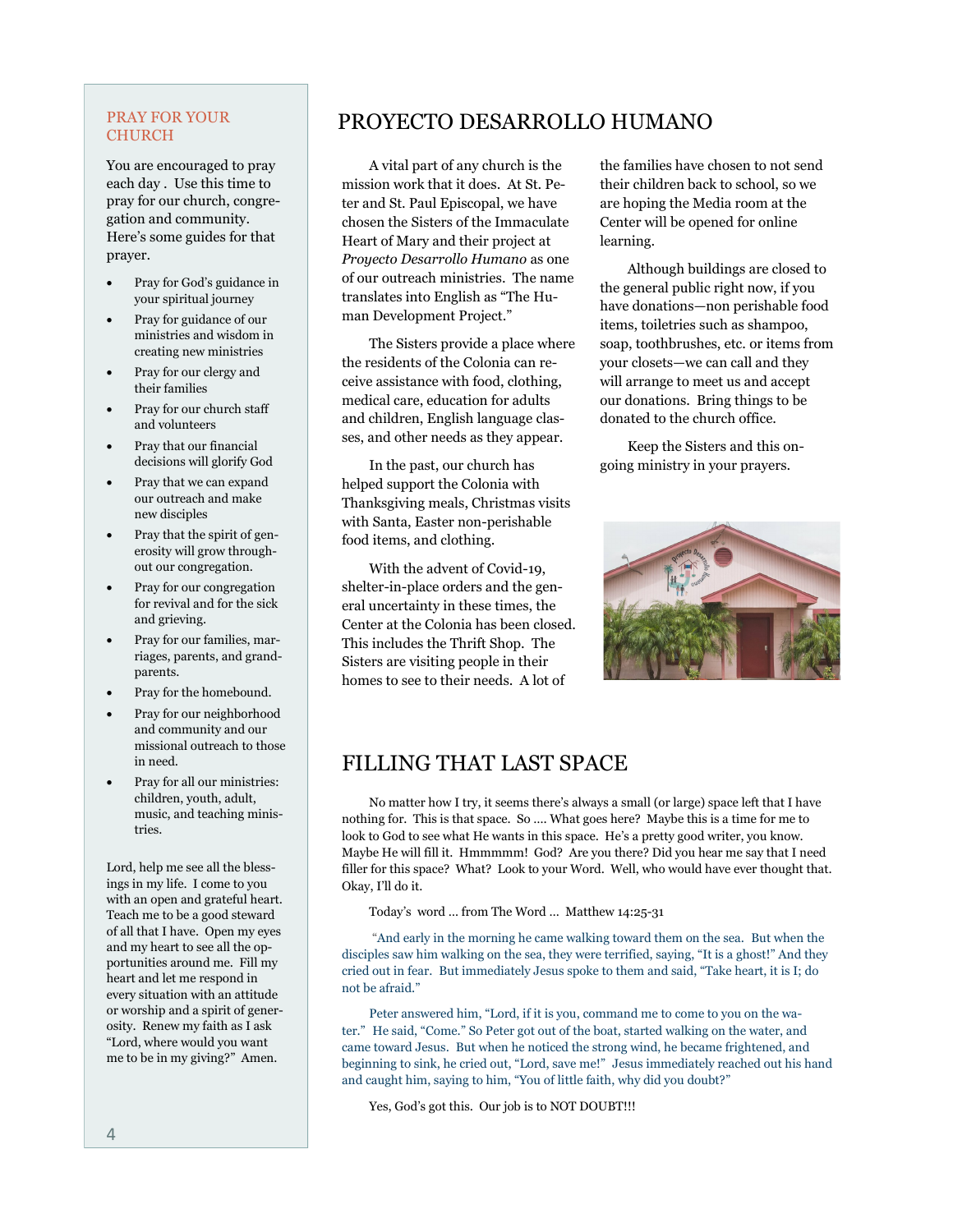## PRAY FOR YOUR CHURCH

You are encouraged to pray each day . Use this time to pray for our church, congregation and community. Here's some guides for that prayer.

- Pray for God's guidance in your spiritual journey
- Pray for guidance of our ministries and wisdom in creating new ministries
- Pray for our clergy and their famiies
- Pray for our church staff and volunteers
- Pray that our financial decisions will glorify God
- Pray that we can expand our outreach and make new disciples
- Pray that the spirit of generosity will grow throughout our congregation.
- Pray for our congregation for revival and for the sick and grieving.
- Pray for our families, marriages, parents, and grandparents.
- Pray for the homebound.
- Pray for our neighborhood and community and our missional outreach to those in need.
- Pray for all our ministries: children, youth, adult, music, and teaching ministries.

Lord, help me see all the blessings in my life. I come to you with an open and grateful heart. Teach me to be a good steward of all that I have. Open my eyes and my heart to see all the opportunities around me. Fill my heart and let me respond in every situation with an attitude or worship and a spirit of generosity. Renew my faith as I ask "Lord, where would you want me to be in my giving?" Amen.

# PROYECTO DESARROLLO HUMANO

A vital part of any church is the mission work that it does. At St. Peter and St. Paul Episcopal, we have chosen the Sisters of the Immaculate Heart of Mary and their project at *Proyecto Desarrollo Humano* as one of our outreach ministries. The name translates into English as "The Human Development Project."

The Sisters provide a place where the residents of the Colonia can receive assistance with food, clothing, medical care, education for adults and children, English language classes, and other needs as they appear.

In the past, our church has helped support the Colonia with Thanksgiving meals, Christmas visits with Santa, Easter non-perishable food items, and clothing.

With the advent of Covid-19, shelter-in-place orders and the general uncertainty in these times, the Center at the Colonia has been closed. This includes the Thrift Shop. The Sisters are visiting people in their homes to see to their needs. A lot of the families have chosen to not send their children back to school, so we are hoping the Media room at the Center will be opened for online learning.

Although buildings are closed to the general public right now, if you have donations—non perishable food items, toiletries such as shampoo, soap, toothbrushes, etc. or items from your closets—we can call and they will arrange to meet us and accept our donations. Bring things to be donated to the church office.

Keep the Sisters and this ongoing ministry in your prayers.

# FILLING THAT LAST SPACE

No matter how I try, it seems there's always a small (or large) space left that I have nothing for. This is that space. So .... What goes here? Maybe this is a time for me to look to God to see what He wants in this space. He's a pretty good writer, you know. Maybe He will fill it. Hmmmmm! God? Are you there? Did you hear me say that I need filler for this space? What? Look to your Word. Well, who would have ever thought that. Okay, I'll do it.

Today's word ... from The Word ... Matthew 14:25-31

"And early in the morning he came walking toward them on the sea. But when the disciples saw him walking on the sea, they were terrified, saying, "It is a ghost!" And they cried out in fear. But immediately Jesus spoke to them and said, "Take heart, it is I; do not be afraid."

Peter answered him, "Lord, if it is you, command me to come to you on the water." He said, "Come." So Peter got out of the boat, started walking on the water, and came toward Jesus. But when he noticed the strong wind, he became frightened, and beginning to sink, he cried out, "Lord, save me!" Jesus immediately reached out his hand and caught him, saying to him, "You of little faith, why did you doubt?"

Yes, God's got this. Our job is to NOT DOUBT!!!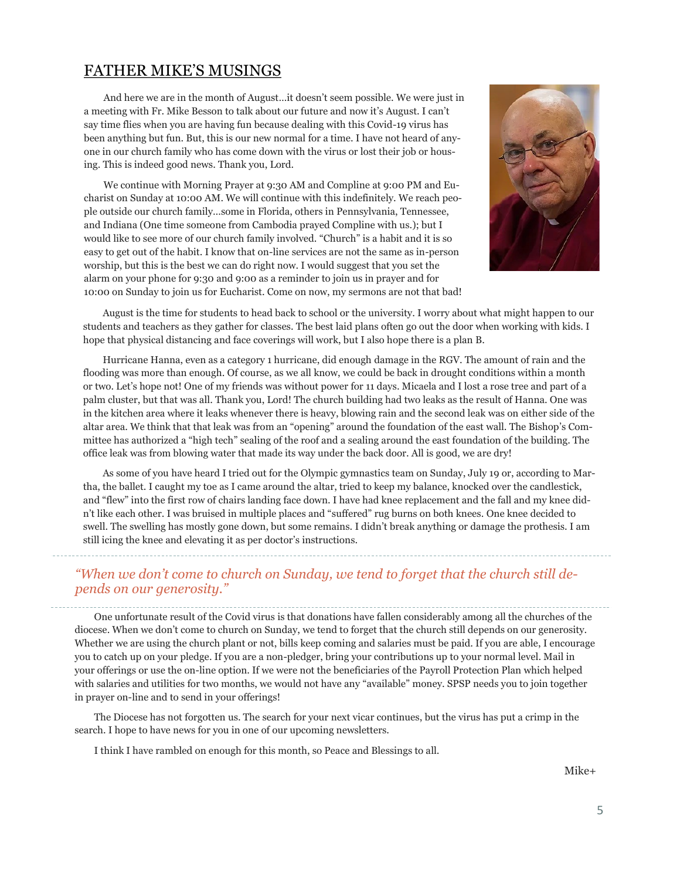## FATHER MIKE'S MUSINGS

And here we are in the month of August…it doesn't seem possible. We were just in a meeting with Fr. Mike Besson to talk about our future and now it's August. I can't say time flies when you are having fun because dealing with this Covid-19 virus has been anything but fun. But, this is our new normal for a time. I have not heard of anyone in our church family who has come down with the virus or lost their job or housing. This is indeed good news. Thank you, Lord.

We continue with Morning Prayer at 9:30 AM and Compline at 9:00 PM and Eucharist on Sunday at 10:00 AM. We will continue with this indefinitely. We reach people outside our church family…some in Florida, others in Pennsylvania, Tennessee, and Indiana (One time someone from Cambodia prayed Compline with us.); but I would like to see more of our church family involved. "Church" is a habit and it is so easy to get out of the habit. I know that on-line services are not the same as in-person worship, but this is the best we can do right now. I would suggest that you set the alarm on your phone for 9:30 and 9:00 as a reminder to join us in prayer and for 10:00 on Sunday to join us for Eucharist. Come on now, my sermons are not that bad!

August is the time for students to head back to school or the university. I worry about what might happen to our students and teachers as they gather for classes. The best laid plans often go out the door when working with kids. I hope that physical distancing and face coverings will work, but I also hope there is a plan B.

Hurricane Hanna, even as a category 1 hurricane, did enough damage in the RGV. The amount of rain and the flooding was more than enough. Of course, as we all know, we could be back in drought conditions within a month or two. Let's hope not! One of my friends was without power for 11 days. Micaela and I lost a rose tree and part of a palm cluster, but that was all. Thank you, Lord! The church building had two leaks as the result of Hanna. One was in the kitchen area where it leaks whenever there is heavy, blowing rain and the second leak was on either side of the altar area. We think that that leak was from an "opening" around the foundation of the east wall. The Bishop's Committee has authorized a "high tech" sealing of the roof and a sealing around the east foundation of the building. The office leak was from blowing water that made its way under the back door. All is good, we are dry!

As some of you have heard I tried out for the Olympic gymnastics team on Sunday, July 19 or, according to Martha, the ballet. I caught my toe as I came around the altar, tried to keep my balance, knocked over the candlestick, and "flew" into the first row of chairs landing face down. I have had knee replacement and the fall and my knee didn't like each other. I was bruised in multiple places and "suffered" rug burns on both knees. One knee decided to swell. The swelling has mostly gone down, but some remains. I didn't break anything or damage the prothesis. I am still icing the knee and elevating it as per doctor's instructions.

---

*"When we don't come to church on Sunday, we tend to forget that the church still depends on our generosity."*

---

One unfortunate result of the Covid virus is that donations have fallen considerably among all the churches of the diocese. When we don't come to church on Sunday, we tend to forget that the church still depends on our generosity. Whether we are using the church plant or not, bills keep coming and salaries must be paid. If you are able, I encourage you to catch up on your pledge. If you are a non-pledger, bring your contributions up to your normal level. Mail in your offerings or use the on-line option. If we were not the beneficiaries of the Payroll Protection Plan which helped with salaries and utilities for two months, we would not have any "available" money. SPSP needs you to join together in prayer on-line and to send in your offerings!

The Diocese has not forgotten us. The search for your next vicar continues, but the virus has put a crimp in the search. I hope to have news for you in one of our upcoming newsletters.

I think I have rambled on enough for this month, so Peace and Blessings to all.

Mike+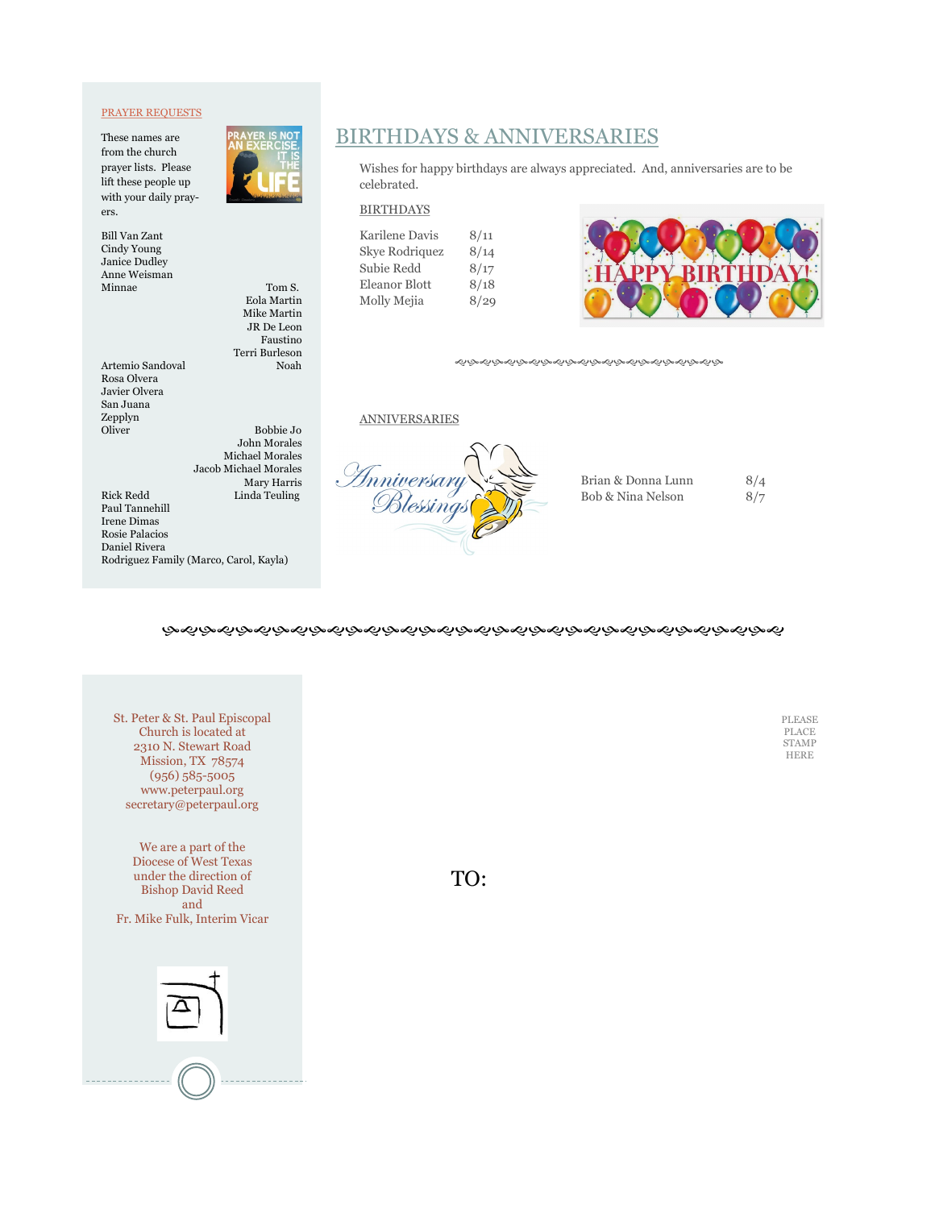## PRAYER REQUESTS

These names are from the church prayer lists. Please lift these people up with your daily prayers.

Bill Van Zant
Cindy Young
Janice Dudley
Anne Weisman
Minnae
Tom S.
Eola Martin
Mike Martin
JR De Leon
Faustino
Terri Burleson
Artemio Sandoval
Noah
Rosa Olvera
Javier Olvera
San Juana
Zepplyn
Oliver
Bobbie Jo
John Morales
Michael Morales
Jacob Michael Morales
Mary Harris
Rick Redd
Linda Teuling
Paul Tannehill
Irene Dimas
Rosie Palacios
Daniel Rivera
Rodriguez Family (Marco, Carol, Kayla)

# BIRTHDAYS & ANNIVERSARIES

Wishes for happy birthdays are always appreciated. And, anniversaries are to be celebrated.

### BIRTHDAYS

| | |
|---|---|
| Karilene Davis | 8/11 |
| Skye Rodriquez | 8/14 |
| Subie Redd | 8/17 |
| Eleanor Blott | 8/18 |
| Molly Mejia | 8/29 |

### ANNIVERSARIES

| | |
|---|---|
| Brian & Donna Lunn | 8/4 |
| Bob & Nina Nelson | 8/7 |

St. Peter & St. Paul Episcopal Church is located at
2310 N. Stewart Road
Mission, TX 78574
(956) 585-5005
www.peterpaul.org
secretary@peterpaul.org

We are a part of the Diocese of West Texas under the direction of Bishop David Reed and Fr. Mike Fulk, Interim Vicar

PLEASE PLACE STAMP HERE

TO: